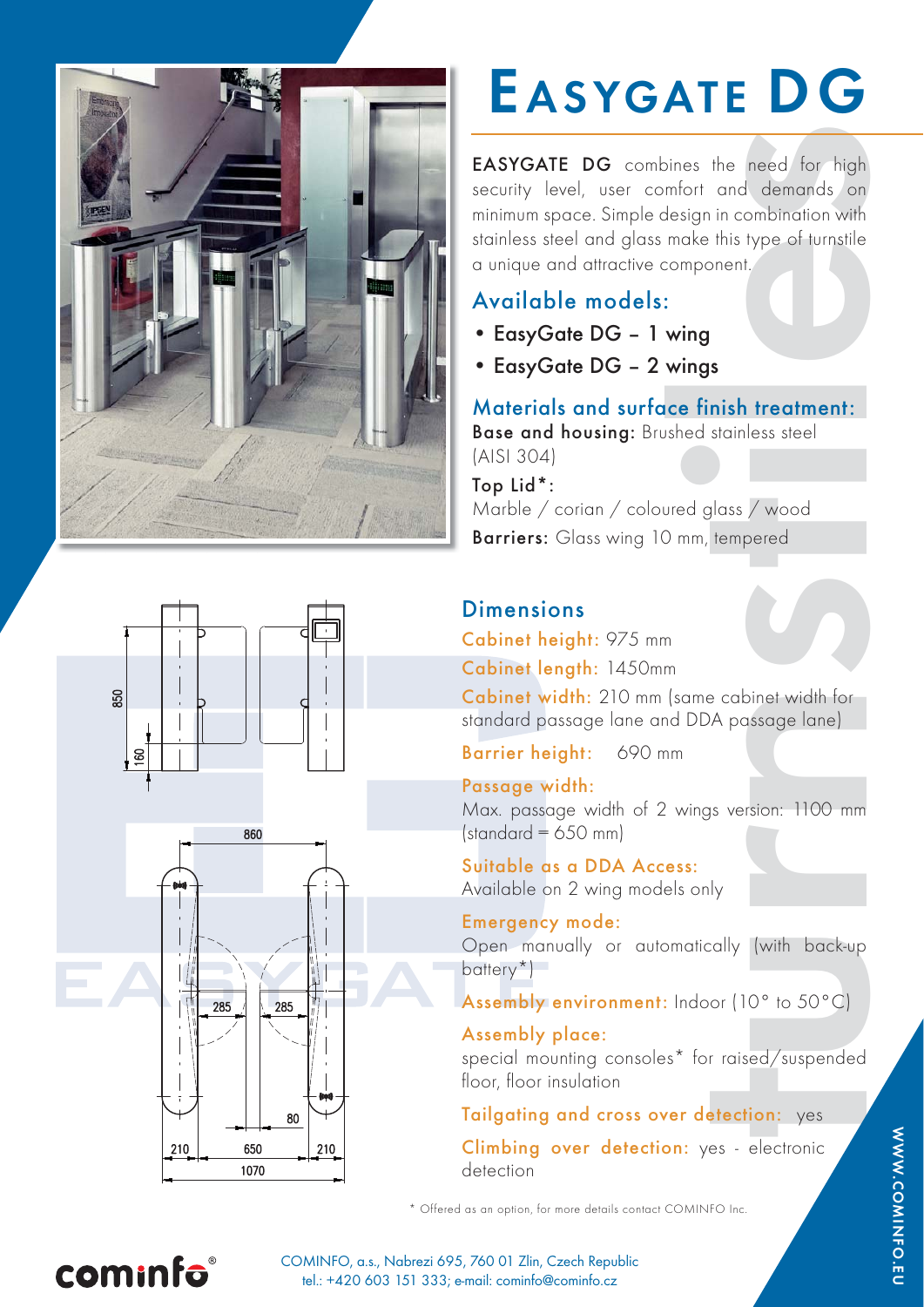# EASYGATE DG

**EASYGATE DG** combines the need for high security level, user comfort and demands on minimum space. Simple design in combination with stainless steel and glass make this type of turnstile a unique and attractive component.

## Available models:

- EasyGate DG – 1 wing
- EasyGate DG – 2 wings

## Materials and surface finish treatment:

**Base and housing:** Brushed stainless steel (AISI 304)

**Top Lid*:**
Marble / corian / coloured glass / wood

**Barriers:** Glass wing 10 mm, tempered

## Dimensions

**Cabinet height:** 975 mm

**Cabinet length:** 1450mm

**Cabinet width:** 210 mm (same cabinet width for standard passage lane and DDA passage lane)

**Barrier height:** 690 mm

**Passage width:**
Max. passage width of 2 wings version: 1100 mm (standard = 650 mm)

**Suitable as a DDA Access:**
Available on 2 wing models only

**Emergency mode:**
Open manually or automatically (with back-up battery*)

**Assembly environment:** Indoor (10° to 50°C)

**Assembly place:**
special mounting consoles* for raised/suspended floor, floor insulation

**Tailgating and cross over detection:** yes

**Climbing over detection:** yes - electronic detection

\* Offered as an option, for more details contact COMINFO Inc.

cominfo®

COMINFO, a.s., Nabrezi 695, 760 01 Zlin, Czech Republic
tel.: +420 603 151 333; e-mail: cominfo@cominfo.cz

WWW.COMINFO.EU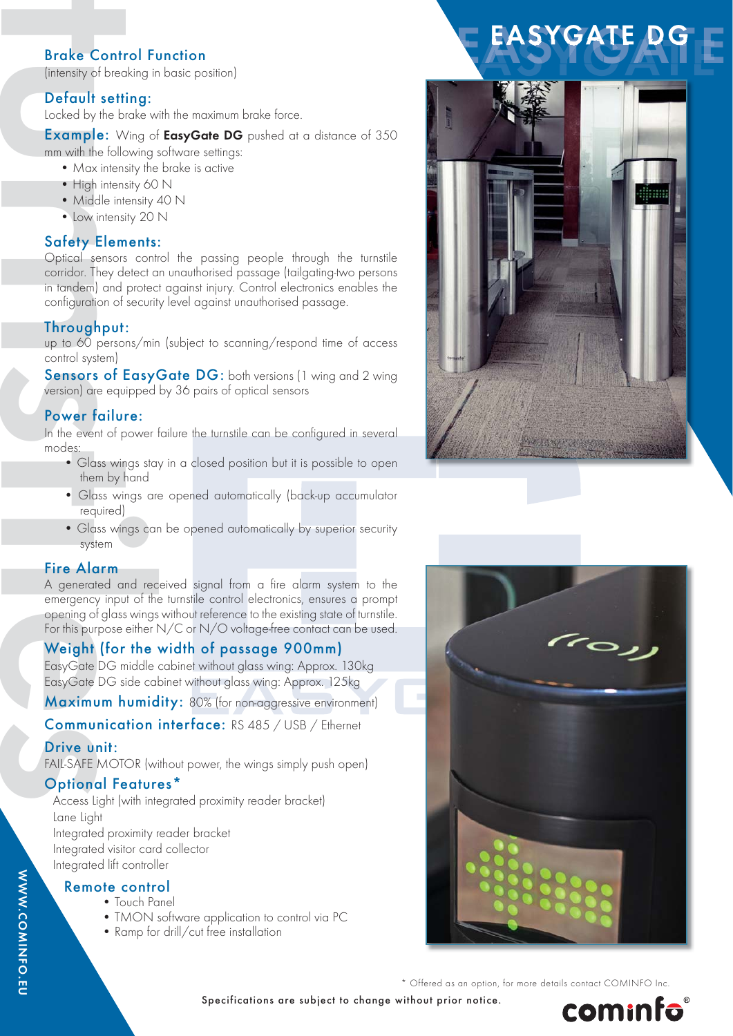# EASYGATE DG

## Brake Control Function

(intensity of breaking in basic position)

## Default setting:

Locked by the brake with the maximum brake force.

**Example:** Wing of **EasyGate DG** pushed at a distance of 350 mm with the following software settings:

- Max intensity the brake is active
- High intensity 60 N
- Middle intensity 40 N
- Low intensity 20 N

## Safety Elements:

Optical sensors control the passing people through the turnstile corridor. They detect an unauthorised passage (tailgating-two persons in tandem) and protect against injury. Control electronics enables the configuration of security level against unauthorised passage.

## Throughput:

up to 60 persons/min (subject to scanning/respond time of access control system)

**Sensors of EasyGate DG:** both versions (1 wing and 2 wing version) are equipped by 36 pairs of optical sensors

## Power failure:

In the event of power failure the turnstile can be configured in several modes:

- Glass wings stay in a closed position but it is possible to open them by hand
- Glass wings are opened automatically (back-up accumulator required)
- Glass wings can be opened automatically by superior security system

## Fire Alarm

A generated and received signal from a fire alarm system to the emergency input of the turnstile control electronics, ensures a prompt opening of glass wings without reference to the existing state of turnstile. For this purpose either N/C or N/O voltage-free contact can be used.

## Weight (for the width of passage 900mm)

EasyGate DG middle cabinet without glass wing: Approx. 130kg
EasyGate DG side cabinet without glass wing: Approx. 125kg

**Maximum humidity:** 80% (for non-aggressive environment)

**Communication interface:** RS 485 / USB / Ethernet

## Drive unit:

FAIL-SAFE MOTOR (without power, the wings simply push open)

## Optional Features*

Access Light (with integrated proximity reader bracket)
Lane Light
Integrated proximity reader bracket
Integrated visitor card collector
Integrated lift controller

### Remote control

- Touch Panel
- TMON software application to control via PC
- Ramp for drill/cut free installation

\* Offered as an option, for more details contact COMINFO Inc.

Specifications are subject to change without prior notice.

WWW.COMINFO.EU